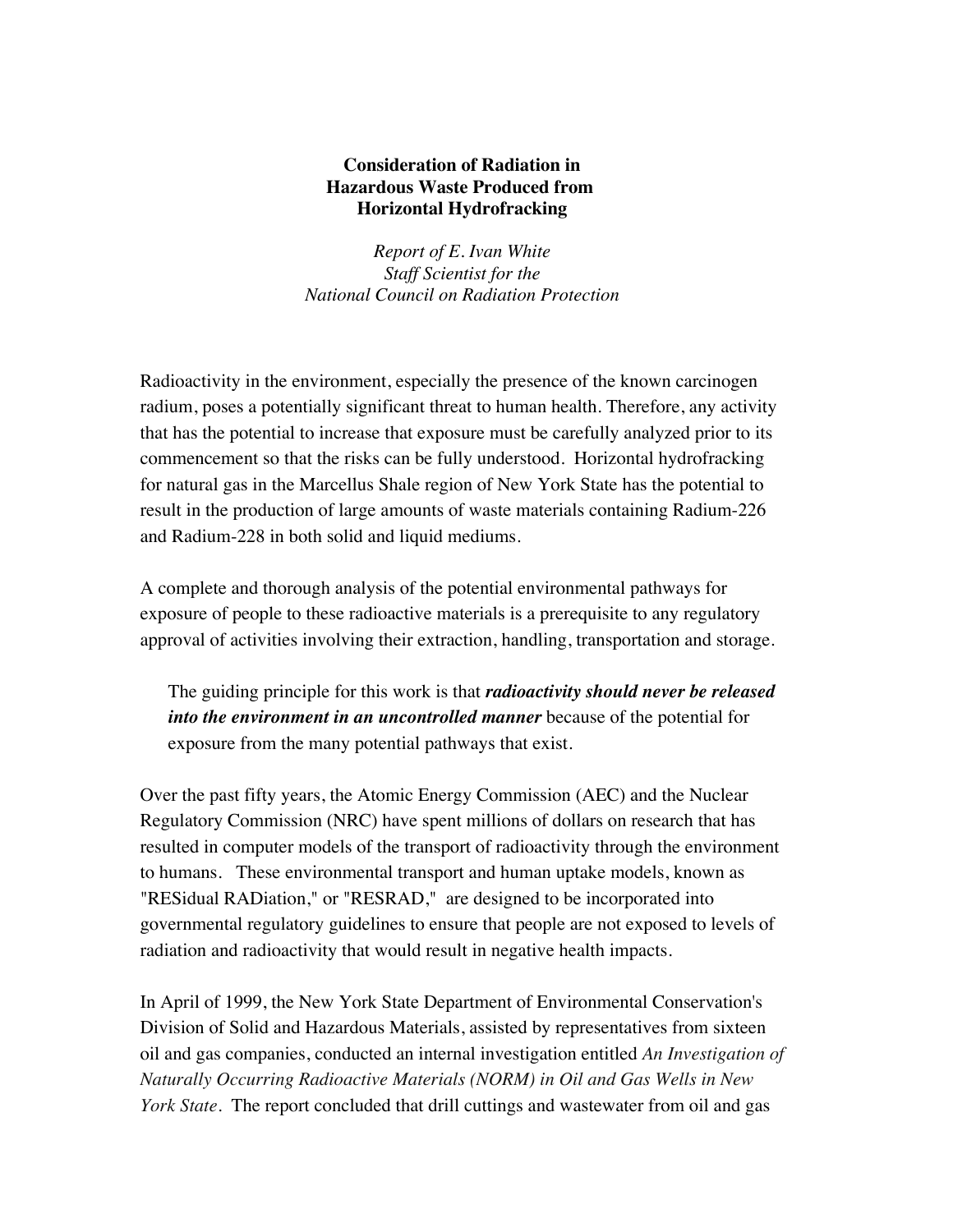# Consideration of Radiation in Hazardous Waste Produced from Horizontal Hydrofracking

*Report of E. Ivan White*
*Staff Scientist for the*
*National Council on Radiation Protection*

Radioactivity in the environment, especially the presence of the known carcinogen radium, poses a potentially significant threat to human health. Therefore, any activity that has the potential to increase that exposure must be carefully analyzed prior to its commencement so that the risks can be fully understood. Horizontal hydrofracking for natural gas in the Marcellus Shale region of New York State has the potential to result in the production of large amounts of waste materials containing Radium-226 and Radium-228 in both solid and liquid mediums.

A complete and thorough analysis of the potential environmental pathways for exposure of people to these radioactive materials is a prerequisite to any regulatory approval of activities involving their extraction, handling, transportation and storage.

> The guiding principle for this work is that ***radioactivity should never be released into the environment in an uncontrolled manner*** because of the potential for exposure from the many potential pathways that exist.

Over the past fifty years, the Atomic Energy Commission (AEC) and the Nuclear Regulatory Commission (NRC) have spent millions of dollars on research that has resulted in computer models of the transport of radioactivity through the environment to humans. These environmental transport and human uptake models, known as "RESidual RADiation," or "RESRAD," are designed to be incorporated into governmental regulatory guidelines to ensure that people are not exposed to levels of radiation and radioactivity that would result in negative health impacts.

In April of 1999, the New York State Department of Environmental Conservation's Division of Solid and Hazardous Materials, assisted by representatives from sixteen oil and gas companies, conducted an internal investigation entitled *An Investigation of Naturally Occurring Radioactive Materials (NORM) in Oil and Gas Wells in New York State*. The report concluded that drill cuttings and wastewater from oil and gas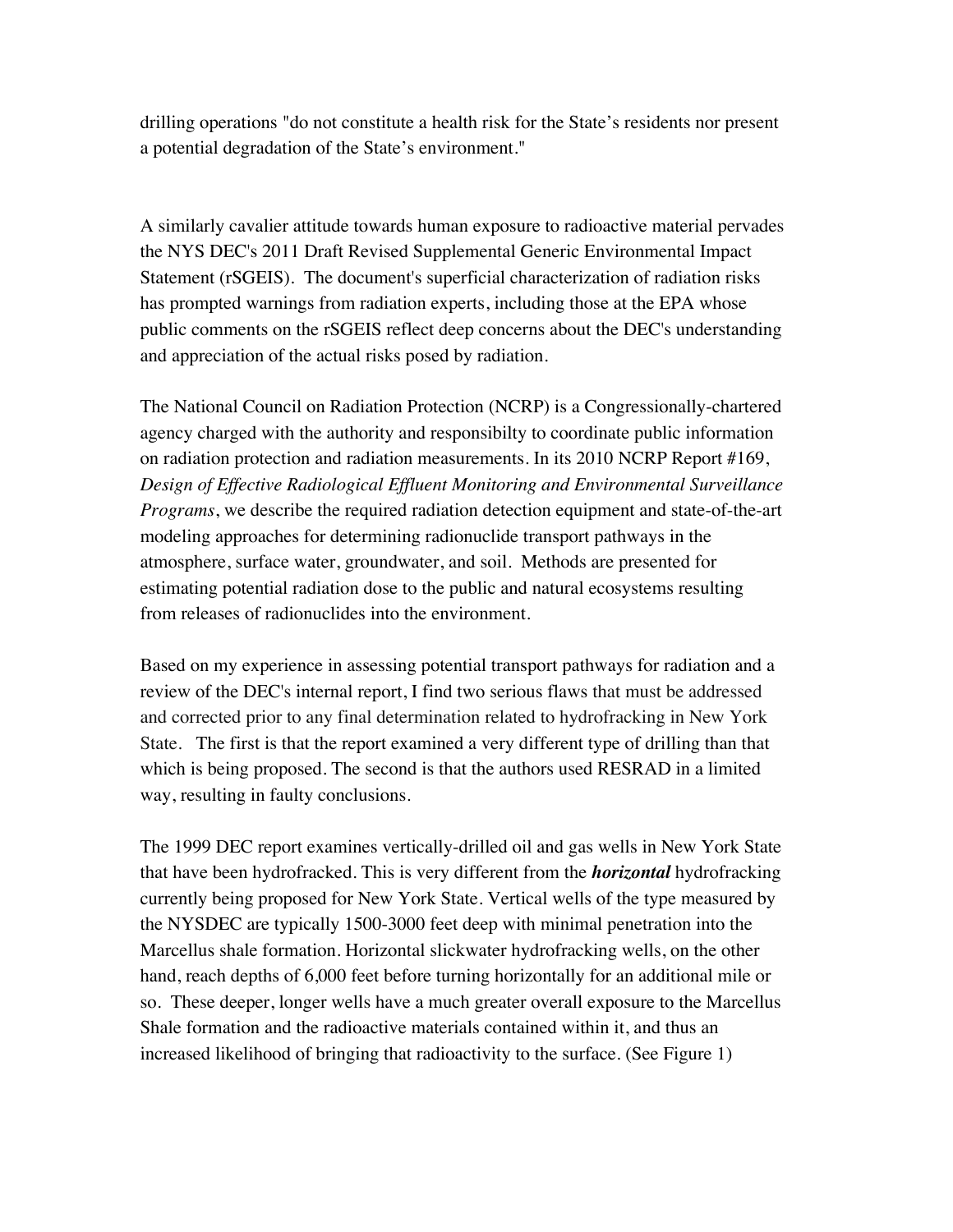drilling operations "do not constitute a health risk for the State's residents nor present a potential degradation of the State's environment."

A similarly cavalier attitude towards human exposure to radioactive material pervades the NYS DEC's 2011 Draft Revised Supplemental Generic Environmental Impact Statement (rSGEIS). The document's superficial characterization of radiation risks has prompted warnings from radiation experts, including those at the EPA whose public comments on the rSGEIS reflect deep concerns about the DEC's understanding and appreciation of the actual risks posed by radiation.

The National Council on Radiation Protection (NCRP) is a Congressionally-chartered agency charged with the authority and responsibilty to coordinate public information on radiation protection and radiation measurements. In its 2010 NCRP Report #169, *Design of Effective Radiological Effluent Monitoring and Environmental Surveillance Programs*, we describe the required radiation detection equipment and state-of-the-art modeling approaches for determining radionuclide transport pathways in the atmosphere, surface water, groundwater, and soil. Methods are presented for estimating potential radiation dose to the public and natural ecosystems resulting from releases of radionuclides into the environment.

Based on my experience in assessing potential transport pathways for radiation and a review of the DEC's internal report, I find two serious flaws that must be addressed and corrected prior to any final determination related to hydrofracking in New York State. The first is that the report examined a very different type of drilling than that which is being proposed. The second is that the authors used RESRAD in a limited way, resulting in faulty conclusions.

The 1999 DEC report examines vertically-drilled oil and gas wells in New York State that have been hydrofracked. This is very different from the ***horizontal*** hydrofracking currently being proposed for New York State. Vertical wells of the type measured by the NYSDEC are typically 1500-3000 feet deep with minimal penetration into the Marcellus shale formation. Horizontal slickwater hydrofracking wells, on the other hand, reach depths of 6,000 feet before turning horizontally for an additional mile or so. These deeper, longer wells have a much greater overall exposure to the Marcellus Shale formation and the radioactive materials contained within it, and thus an increased likelihood of bringing that radioactivity to the surface. (See Figure 1)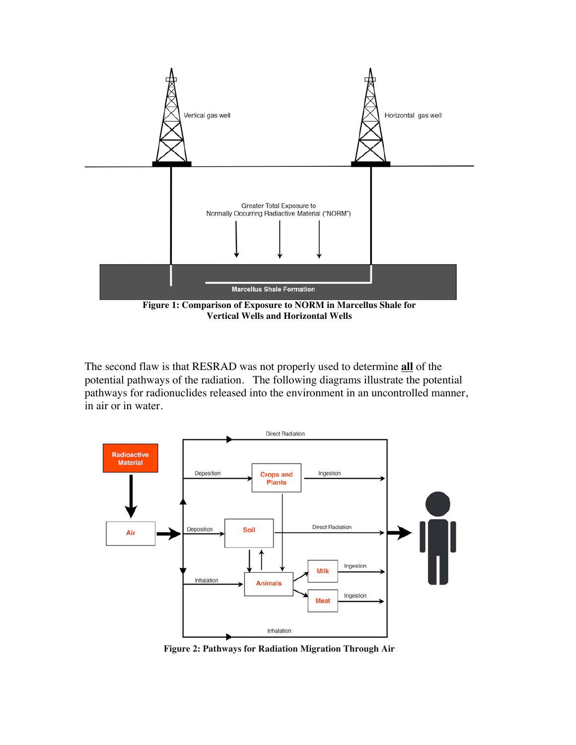**Figure 1: Comparison of Exposure to NORM in Marcellus Shale for Vertical Wells and Horizontal Wells**

The second flaw is that RESRAD was not properly used to determine **all** of the potential pathways of the radiation. The following diagrams illustrate the potential pathways for radionuclides released into the environment in an uncontrolled manner, in air or in water.

**Figure 2: Pathways for Radiation Migration Through Air**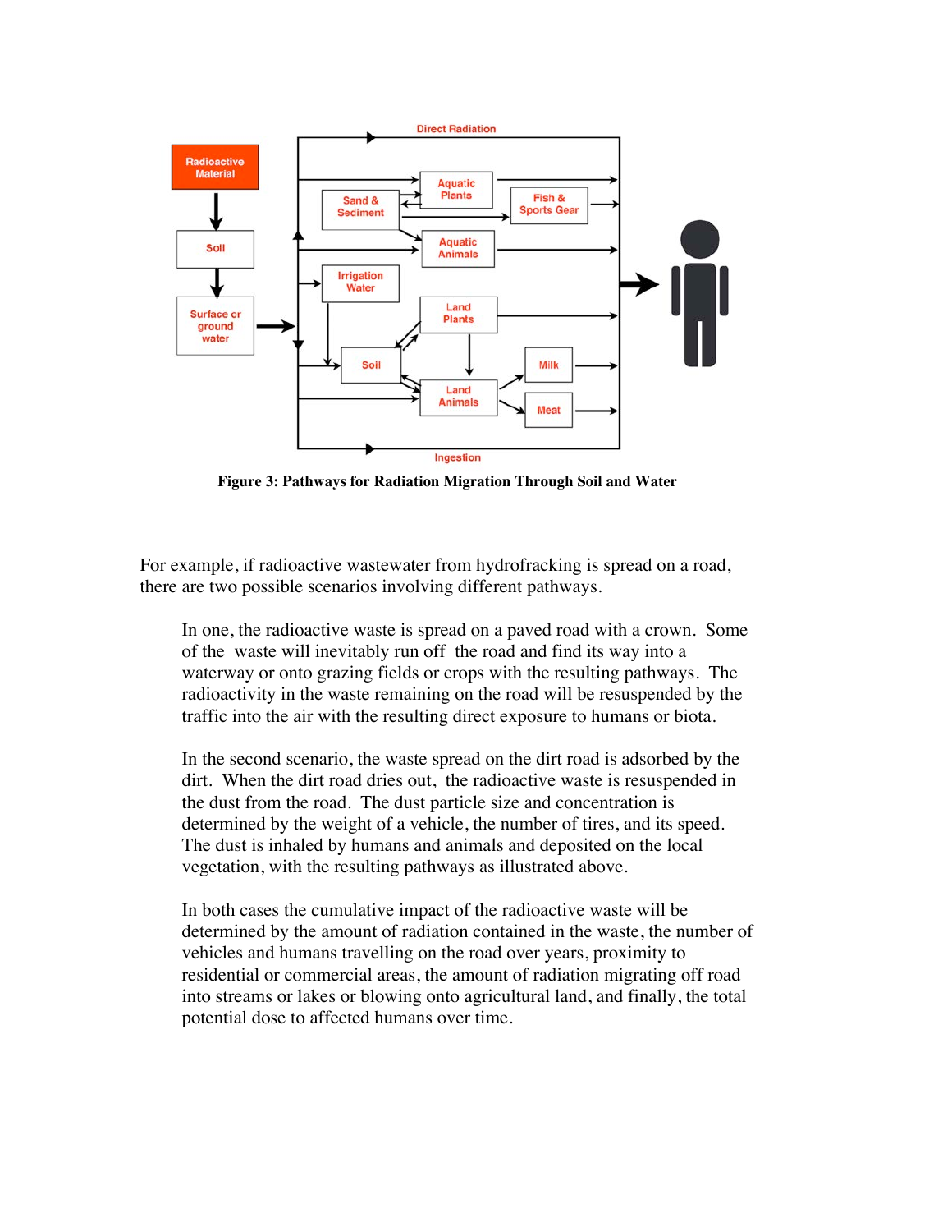**Figure 3: Pathways for Radiation Migration Through Soil and Water**

For example, if radioactive wastewater from hydrofracking is spread on a road, there are two possible scenarios involving different pathways.

> In one, the radioactive waste is spread on a paved road with a crown. Some of the waste will inevitably run off the road and find its way into a waterway or onto grazing fields or crops with the resulting pathways. The radioactivity in the waste remaining on the road will be resuspended by the traffic into the air with the resulting direct exposure to humans or biota.
>
> In the second scenario, the waste spread on the dirt road is adsorbed by the dirt. When the dirt road dries out, the radioactive waste is resuspended in the dust from the road. The dust particle size and concentration is determined by the weight of a vehicle, the number of tires, and its speed. The dust is inhaled by humans and animals and deposited on the local vegetation, with the resulting pathways as illustrated above.
>
> In both cases the cumulative impact of the radioactive waste will be determined by the amount of radiation contained in the waste, the number of vehicles and humans travelling on the road over years, proximity to residential or commercial areas, the amount of radiation migrating off road into streams or lakes or blowing onto agricultural land, and finally, the total potential dose to affected humans over time.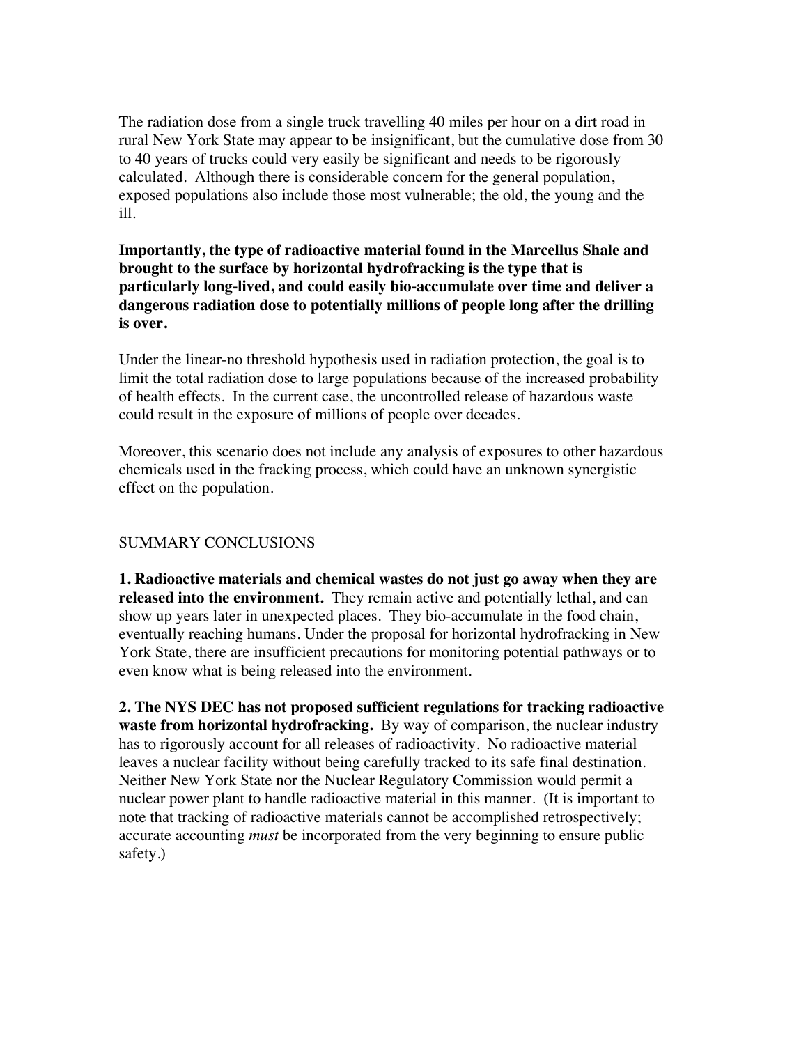The radiation dose from a single truck travelling 40 miles per hour on a dirt road in rural New York State may appear to be insignificant, but the cumulative dose from 30 to 40 years of trucks could very easily be significant and needs to be rigorously calculated. Although there is considerable concern for the general population, exposed populations also include those most vulnerable; the old, the young and the ill.

**Importantly, the type of radioactive material found in the Marcellus Shale and brought to the surface by horizontal hydrofracking is the type that is particularly long-lived, and could easily bio-accumulate over time and deliver a dangerous radiation dose to potentially millions of people long after the drilling is over.**

Under the linear-no threshold hypothesis used in radiation protection, the goal is to limit the total radiation dose to large populations because of the increased probability of health effects. In the current case, the uncontrolled release of hazardous waste could result in the exposure of millions of people over decades.

Moreover, this scenario does not include any analysis of exposures to other hazardous chemicals used in the fracking process, which could have an unknown synergistic effect on the population.

## SUMMARY CONCLUSIONS

**1. Radioactive materials and chemical wastes do not just go away when they are released into the environment.** They remain active and potentially lethal, and can show up years later in unexpected places. They bio-accumulate in the food chain, eventually reaching humans. Under the proposal for horizontal hydrofracking in New York State, there are insufficient precautions for monitoring potential pathways or to even know what is being released into the environment.

**2. The NYS DEC has not proposed sufficient regulations for tracking radioactive waste from horizontal hydrofracking.** By way of comparison, the nuclear industry has to rigorously account for all releases of radioactivity. No radioactive material leaves a nuclear facility without being carefully tracked to its safe final destination. Neither New York State nor the Nuclear Regulatory Commission would permit a nuclear power plant to handle radioactive material in this manner. (It is important to note that tracking of radioactive materials cannot be accomplished retrospectively; accurate accounting *must* be incorporated from the very beginning to ensure public safety.)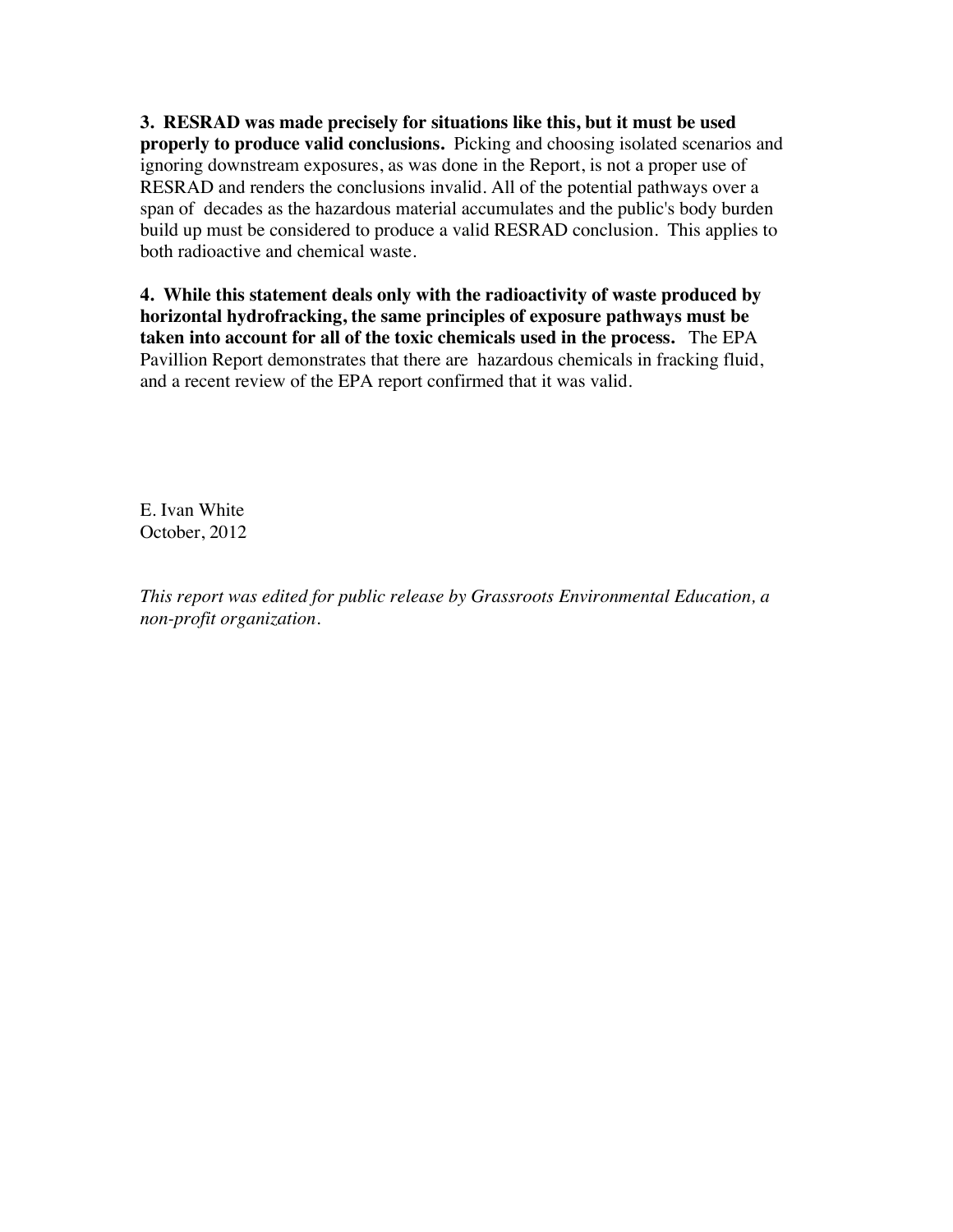**3. RESRAD was made precisely for situations like this, but it must be used properly to produce valid conclusions.** Picking and choosing isolated scenarios and ignoring downstream exposures, as was done in the Report, is not a proper use of RESRAD and renders the conclusions invalid. All of the potential pathways over a span of decades as the hazardous material accumulates and the public's body burden build up must be considered to produce a valid RESRAD conclusion. This applies to both radioactive and chemical waste.

**4. While this statement deals only with the radioactivity of waste produced by horizontal hydrofracking, the same principles of exposure pathways must be taken into account for all of the toxic chemicals used in the process.** The EPA Pavillion Report demonstrates that there are hazardous chemicals in fracking fluid, and a recent review of the EPA report confirmed that it was valid.

E. Ivan White
October, 2012

*This report was edited for public release by Grassroots Environmental Education, a non-profit organization.*